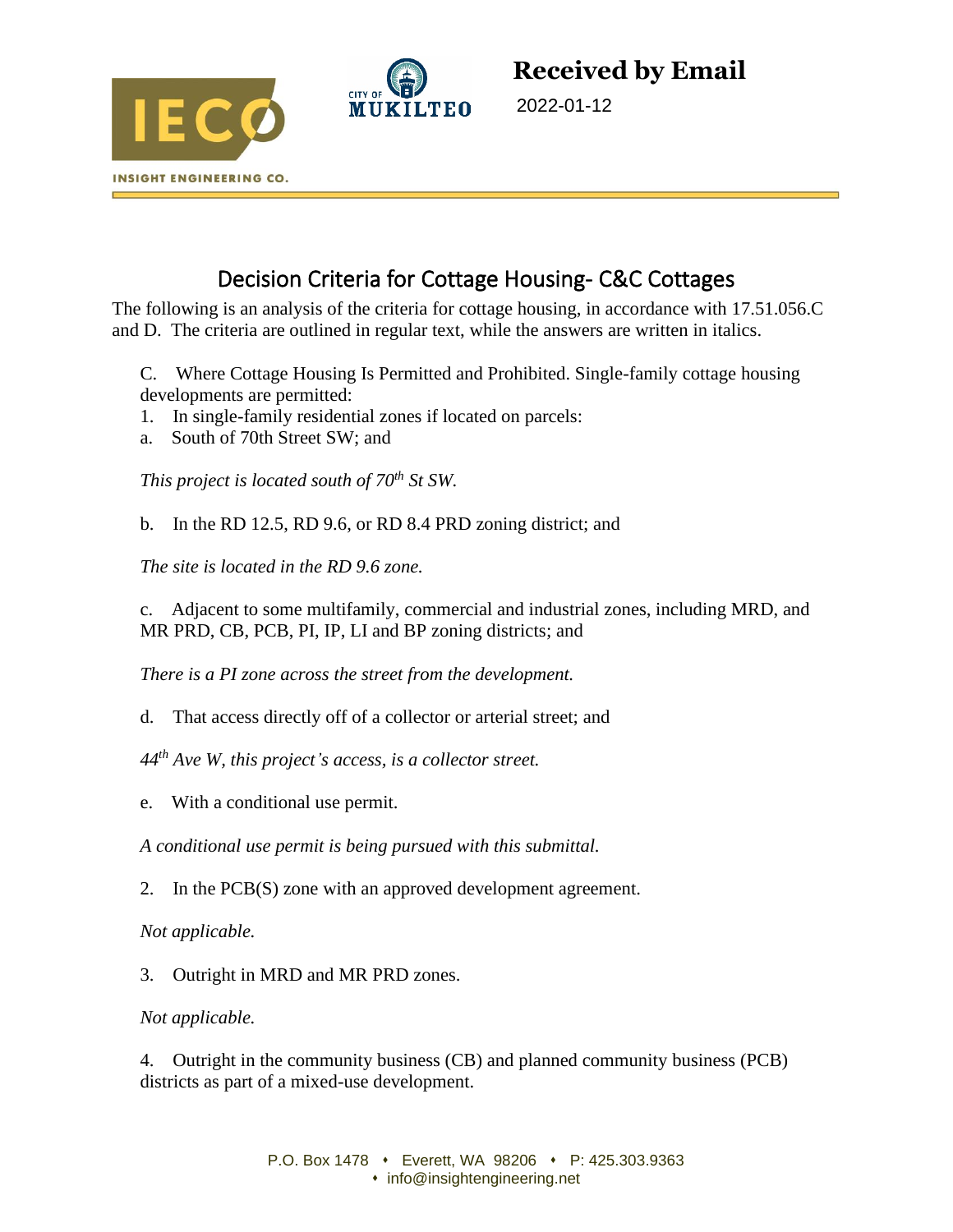**Received by Email**

2022-01-12

# Decision Criteria for Cottage Housing- C&C Cottages

The following is an analysis of the criteria for cottage housing, in accordance with 17.51.056.C and D. The criteria are outlined in regular text, while the answers are written in italics.

C. Where Cottage Housing Is Permitted and Prohibited. Single-family cottage housing developments are permitted:

1. In single-family residential zones if located on parcels:

a. South of 70th Street SW; and

*This project is located south of 70th St SW.*

b. In the RD 12.5, RD 9.6, or RD 8.4 PRD zoning district; and

*The site is located in the RD 9.6 zone.*

c. Adjacent to some multifamily, commercial and industrial zones, including MRD, and MR PRD, CB, PCB, PI, IP, LI and BP zoning districts; and

*There is a PI zone across the street from the development.*

d. That access directly off of a collector or arterial street; and

*44th Ave W, this project's access, is a collector street.*

e. With a conditional use permit.

*A conditional use permit is being pursued with this submittal.*

2. In the PCB(S) zone with an approved development agreement.

*Not applicable.*

3. Outright in MRD and MR PRD zones.

*Not applicable.*

4. Outright in the community business (CB) and planned community business (PCB) districts as part of a mixed-use development.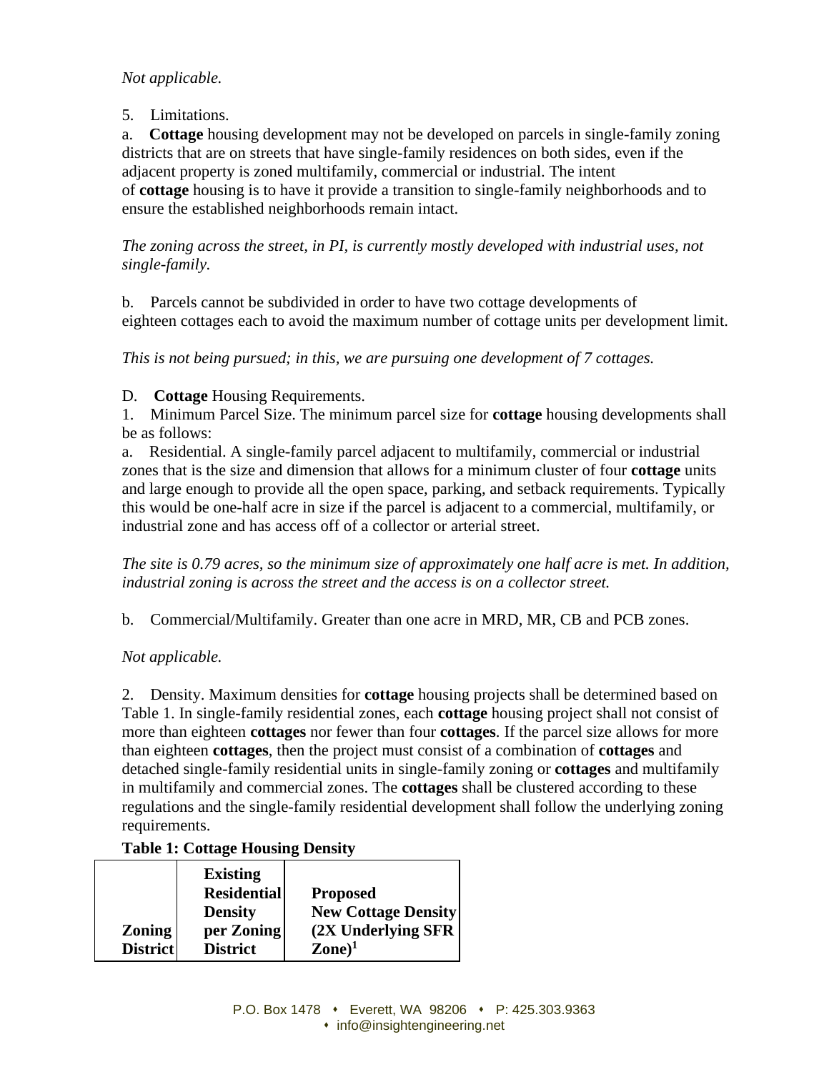*Not applicable.*

5. Limitations.

a. **Cottage** housing development may not be developed on parcels in single-family zoning districts that are on streets that have single-family residences on both sides, even if the adjacent property is zoned multifamily, commercial or industrial. The intent of **cottage** housing is to have it provide a transition to single-family neighborhoods and to ensure the established neighborhoods remain intact.

*The zoning across the street, in PI, is currently mostly developed with industrial uses, not single-family.*

b. Parcels cannot be subdivided in order to have two cottage developments of eighteen cottages each to avoid the maximum number of cottage units per development limit.

*This is not being pursued; in this, we are pursuing one development of 7 cottages.*

D. **Cottage** Housing Requirements.

1. Minimum Parcel Size. The minimum parcel size for **cottage** housing developments shall be as follows:

a. Residential. A single-family parcel adjacent to multifamily, commercial or industrial zones that is the size and dimension that allows for a minimum cluster of four **cottage** units and large enough to provide all the open space, parking, and setback requirements. Typically this would be one-half acre in size if the parcel is adjacent to a commercial, multifamily, or industrial zone and has access off of a collector or arterial street.

*The site is 0.79 acres, so the minimum size of approximately one half acre is met. In addition, industrial zoning is across the street and the access is on a collector street.*

b. Commercial/Multifamily. Greater than one acre in MRD, MR, CB and PCB zones.

*Not applicable.*

2. Density. Maximum densities for **cottage** housing projects shall be determined based on Table 1. In single-family residential zones, each **cottage** housing project shall not consist of more than eighteen **cottages** nor fewer than four **cottages**. If the parcel size allows for more than eighteen **cottages**, then the project must consist of a combination of **cottages** and detached single-family residential units in single-family zoning or **cottages** and multifamily in multifamily and commercial zones. The **cottages** shall be clustered according to these regulations and the single-family residential development shall follow the underlying zoning requirements.

**Table 1: Cottage Housing Density**

| **Zoning District** | **Existing Residential Density per Zoning District** | **Proposed New Cottage Density (2X Underlying SFR Zone)[1]** |
|---|---|---|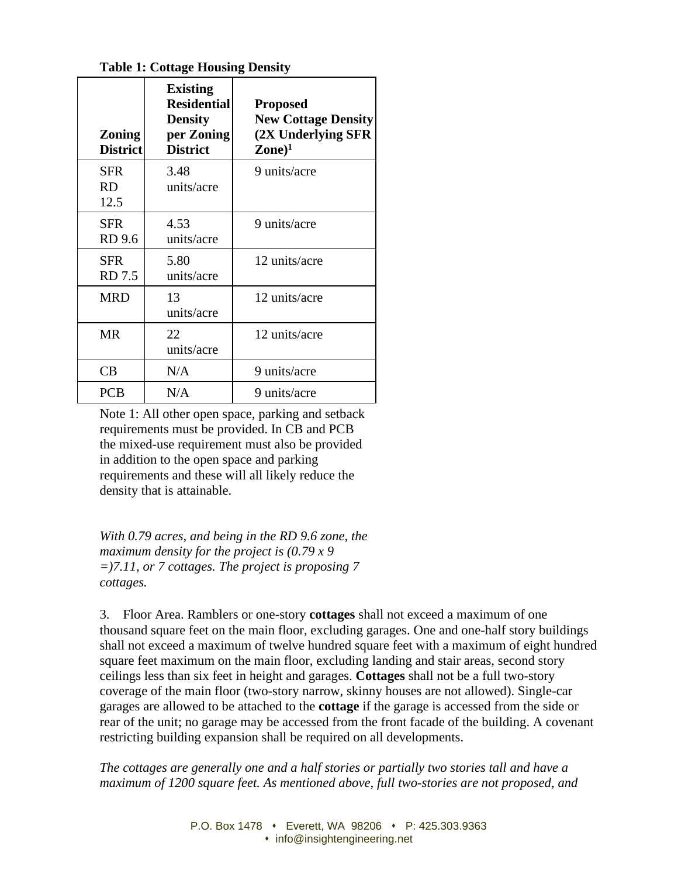**Table 1: Cottage Housing Density**

| Zoning District | Existing Residential Density per Zoning District | Proposed New Cottage Density (2X Underlying SFR Zone)[1] |
|---|---|---|
| SFR RD 12.5 | 3.48 units/acre | 9 units/acre |
| SFR RD 9.6 | 4.53 units/acre | 9 units/acre |
| SFR RD 7.5 | 5.80 units/acre | 12 units/acre |
| MRD | 13 units/acre | 12 units/acre |
| MR | 22 units/acre | 12 units/acre |
| CB | N/A | 9 units/acre |
| PCB | N/A | 9 units/acre |

Note 1: All other open space, parking and setback requirements must be provided. In CB and PCB the mixed-use requirement must also be provided in addition to the open space and parking requirements and these will all likely reduce the density that is attainable.

*With 0.79 acres, and being in the RD 9.6 zone, the maximum density for the project is (0.79 x 9 =)7.11, or 7 cottages. The project is proposing 7 cottages.*

3. Floor Area. Ramblers or one-story **cottages** shall not exceed a maximum of one thousand square feet on the main floor, excluding garages. One and one-half story buildings shall not exceed a maximum of twelve hundred square feet with a maximum of eight hundred square feet maximum on the main floor, excluding landing and stair areas, second story ceilings less than six feet in height and garages. **Cottages** shall not be a full two-story coverage of the main floor (two-story narrow, skinny houses are not allowed). Single-car garages are allowed to be attached to the **cottage** if the garage is accessed from the side or rear of the unit; no garage may be accessed from the front facade of the building. A covenant restricting building expansion shall be required on all developments.

*The cottages are generally one and a half stories or partially two stories tall and have a maximum of 1200 square feet. As mentioned above, full two-stories are not proposed, and*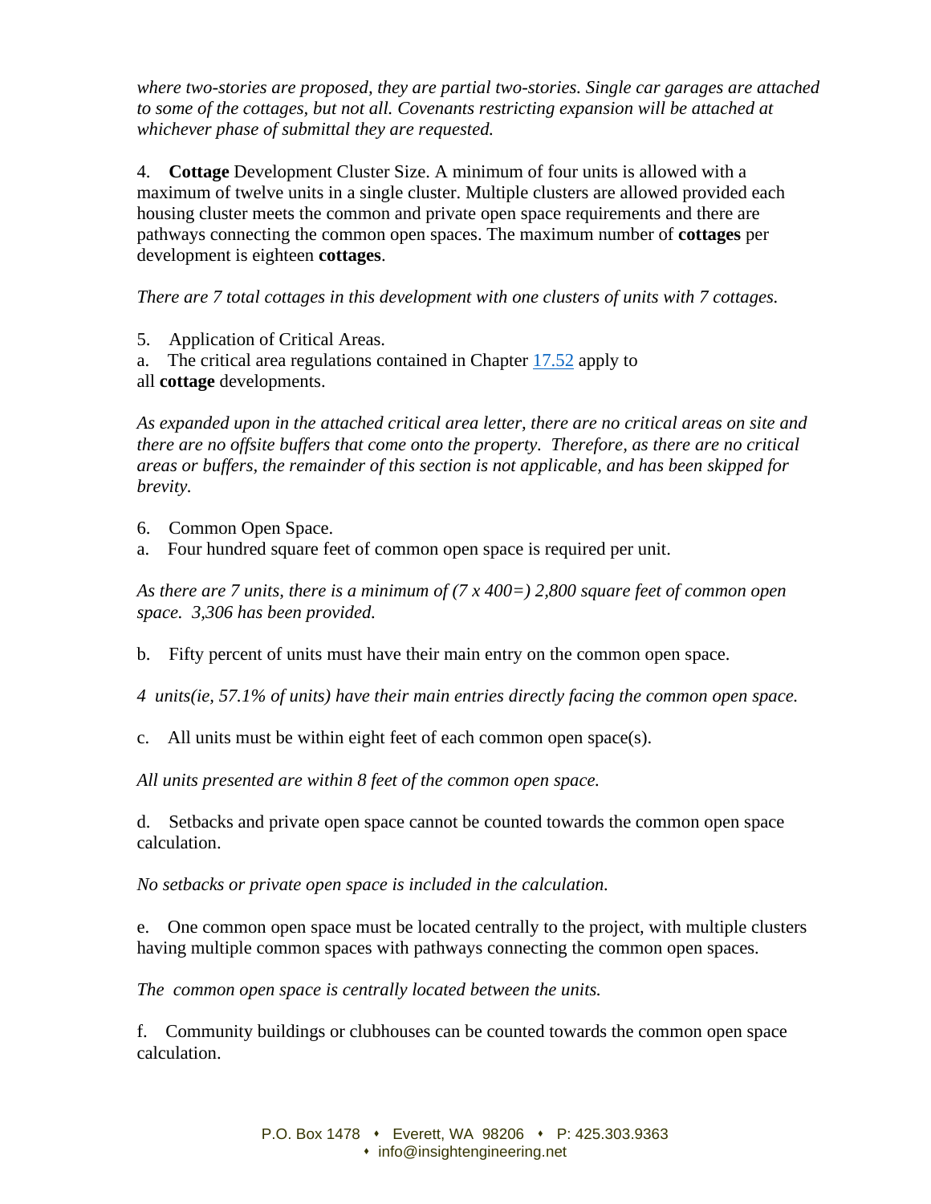*where two-stories are proposed, they are partial two-stories. Single car garages are attached to some of the cottages, but not all. Covenants restricting expansion will be attached at whichever phase of submittal they are requested.*

4. **Cottage** Development Cluster Size. A minimum of four units is allowed with a maximum of twelve units in a single cluster. Multiple clusters are allowed provided each housing cluster meets the common and private open space requirements and there are pathways connecting the common open spaces. The maximum number of **cottages** per development is eighteen **cottages**.

*There are 7 total cottages in this development with one clusters of units with 7 cottages.*

5. Application of Critical Areas.
a. The critical area regulations contained in Chapter 17.52 apply to all **cottage** developments.

*As expanded upon in the attached critical area letter, there are no critical areas on site and there are no offsite buffers that come onto the property. Therefore, as there are no critical areas or buffers, the remainder of this section is not applicable, and has been skipped for brevity.*

6. Common Open Space.
a. Four hundred square feet of common open space is required per unit.

*As there are 7 units, there is a minimum of (7 x 400=) 2,800 square feet of common open space. 3,306 has been provided.*

b. Fifty percent of units must have their main entry on the common open space.

*4 units(ie, 57.1% of units) have their main entries directly facing the common open space.*

c. All units must be within eight feet of each common open space(s).

*All units presented are within 8 feet of the common open space.*

d. Setbacks and private open space cannot be counted towards the common open space calculation.

*No setbacks or private open space is included in the calculation.*

e. One common open space must be located centrally to the project, with multiple clusters having multiple common spaces with pathways connecting the common open spaces.

*The common open space is centrally located between the units.*

f. Community buildings or clubhouses can be counted towards the common open space calculation.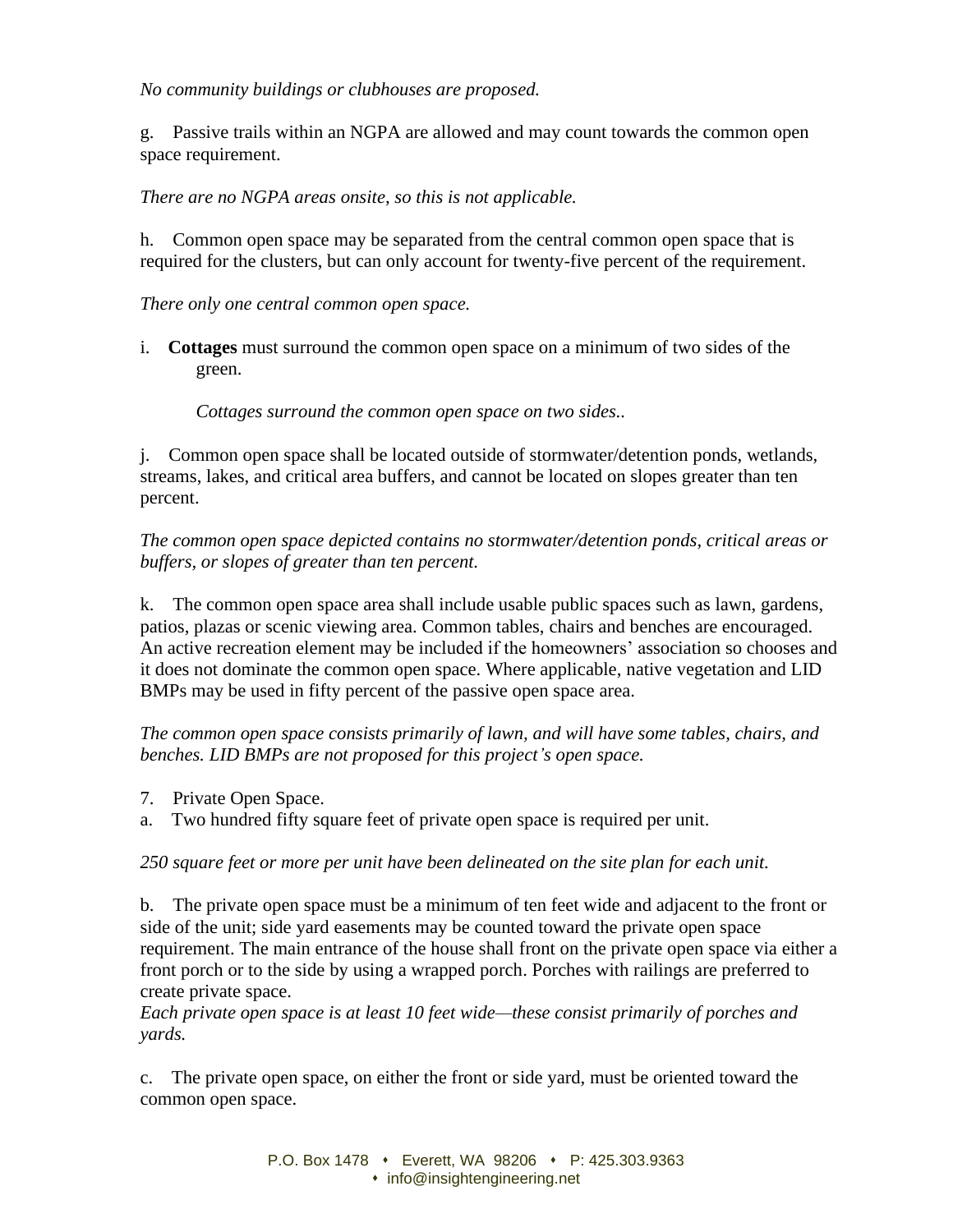*No community buildings or clubhouses are proposed.*

g. Passive trails within an NGPA are allowed and may count towards the common open space requirement.

*There are no NGPA areas onsite, so this is not applicable.*

h. Common open space may be separated from the central common open space that is required for the clusters, but can only account for twenty-five percent of the requirement.

*There only one central common open space.*

i. **Cottages** must surround the common open space on a minimum of two sides of the green.

*Cottages surround the common open space on two sides..*

j. Common open space shall be located outside of stormwater/detention ponds, wetlands, streams, lakes, and critical area buffers, and cannot be located on slopes greater than ten percent.

*The common open space depicted contains no stormwater/detention ponds, critical areas or buffers, or slopes of greater than ten percent.*

k. The common open space area shall include usable public spaces such as lawn, gardens, patios, plazas or scenic viewing area. Common tables, chairs and benches are encouraged. An active recreation element may be included if the homeowners' association so chooses and it does not dominate the common open space. Where applicable, native vegetation and LID BMPs may be used in fifty percent of the passive open space area.

*The common open space consists primarily of lawn, and will have some tables, chairs, and benches. LID BMPs are not proposed for this project's open space.*

7. Private Open Space.

a. Two hundred fifty square feet of private open space is required per unit.

*250 square feet or more per unit have been delineated on the site plan for each unit.*

b. The private open space must be a minimum of ten feet wide and adjacent to the front or side of the unit; side yard easements may be counted toward the private open space requirement. The main entrance of the house shall front on the private open space via either a front porch or to the side by using a wrapped porch. Porches with railings are preferred to create private space.
*Each private open space is at least 10 feet wide—these consist primarily of porches and yards.*

c. The private open space, on either the front or side yard, must be oriented toward the common open space.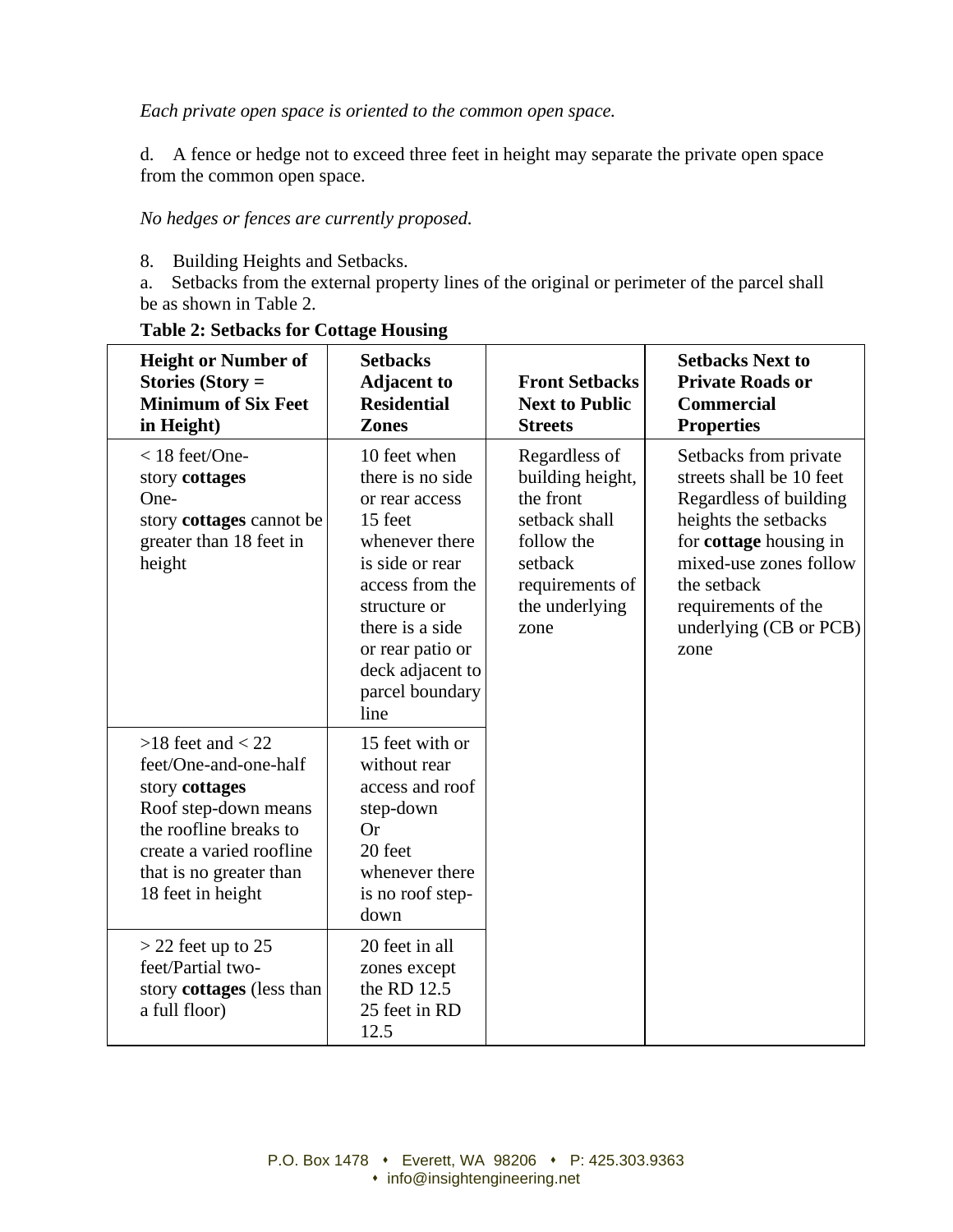*Each private open space is oriented to the common open space.*

d. A fence or hedge not to exceed three feet in height may separate the private open space from the common open space.

*No hedges or fences are currently proposed.*

8. Building Heights and Setbacks.

a. Setbacks from the external property lines of the original or perimeter of the parcel shall be as shown in Table 2.

**Table 2: Setbacks for Cottage Housing**

| **Height or Number of Stories (Story = Minimum of Six Feet in Height)** | **Setbacks Adjacent to Residential Zones** | **Front Setbacks Next to Public Streets** | **Setbacks Next to Private Roads or Commercial Properties** |
|---|---|---|---|
| < 18 feet/One-story **cottages** One-story **cottages** cannot be greater than 18 feet in height | 10 feet when there is no side or rear access 15 feet whenever there is side or rear access from the structure or there is a side or rear patio or deck adjacent to parcel boundary line | Regardless of building height, the front setback shall follow the setback requirements of the underlying zone | Setbacks from private streets shall be 10 feet Regardless of building heights the setbacks for **cottage** housing in mixed-use zones follow the setback requirements of the underlying (CB or PCB) zone |
| >18 feet and < 22 feet/One-and-one-half story **cottages** Roof step-down means the roofline breaks to create a varied roofline that is no greater than 18 feet in height | 15 feet with or without rear access and roof step-down Or 20 feet whenever there is no roof step-down | | |
| > 22 feet up to 25 feet/Partial two-story **cottages** (less than a full floor) | 20 feet in all zones except the RD 12.5 25 feet in RD 12.5 | | |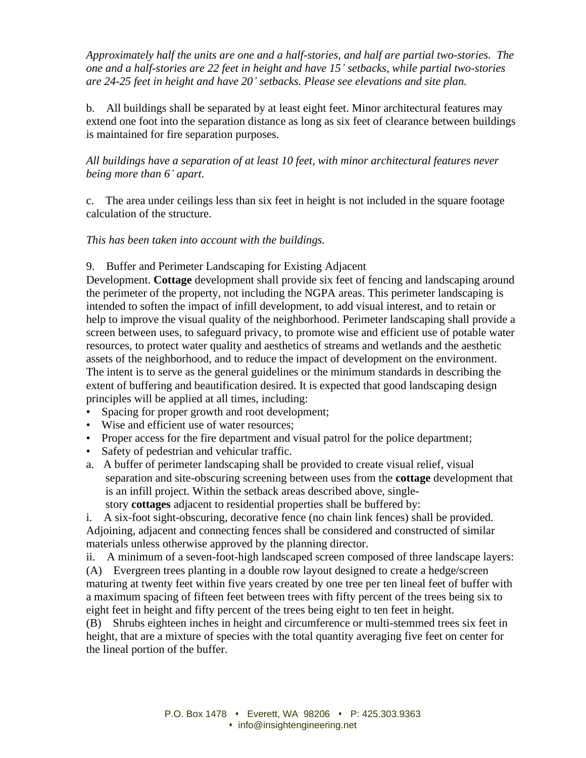*Approximately half the units are one and a half-stories, and half are partial two-stories. The one and a half-stories are 22 feet in height and have 15' setbacks, while partial two-stories are 24-25 feet in height and have 20' setbacks. Please see elevations and site plan.*

b. All buildings shall be separated by at least eight feet. Minor architectural features may extend one foot into the separation distance as long as six feet of clearance between buildings is maintained for fire separation purposes.

*All buildings have a separation of at least 10 feet, with minor architectural features never being more than 6' apart.*

c. The area under ceilings less than six feet in height is not included in the square footage calculation of the structure.

*This has been taken into account with the buildings.*

9. Buffer and Perimeter Landscaping for Existing Adjacent Development. **Cottage** development shall provide six feet of fencing and landscaping around the perimeter of the property, not including the NGPA areas. This perimeter landscaping is intended to soften the impact of infill development, to add visual interest, and to retain or help to improve the visual quality of the neighborhood. Perimeter landscaping shall provide a screen between uses, to safeguard privacy, to promote wise and efficient use of potable water resources, to protect water quality and aesthetics of streams and wetlands and the aesthetic assets of the neighborhood, and to reduce the impact of development on the environment. The intent is to serve as the general guidelines or the minimum standards in describing the extent of buffering and beautification desired. It is expected that good landscaping design principles will be applied at all times, including:

- Spacing for proper growth and root development;
- Wise and efficient use of water resources;
- Proper access for the fire department and visual patrol for the police department;
- Safety of pedestrian and vehicular traffic.

a. A buffer of perimeter landscaping shall be provided to create visual relief, visual separation and site-obscuring screening between uses from the **cottage** development that is an infill project. Within the setback areas described above, single-story **cottages** adjacent to residential properties shall be buffered by:

i. A six-foot sight-obscuring, decorative fence (no chain link fences) shall be provided. Adjoining, adjacent and connecting fences shall be considered and constructed of similar materials unless otherwise approved by the planning director.

ii. A minimum of a seven-foot-high landscaped screen composed of three landscape layers:

(A) Evergreen trees planting in a double row layout designed to create a hedge/screen maturing at twenty feet within five years created by one tree per ten lineal feet of buffer with a maximum spacing of fifteen feet between trees with fifty percent of the trees being six to eight feet in height and fifty percent of the trees being eight to ten feet in height.

(B) Shrubs eighteen inches in height and circumference or multi-stemmed trees six feet in height, that are a mixture of species with the total quantity averaging five feet on center for the lineal portion of the buffer.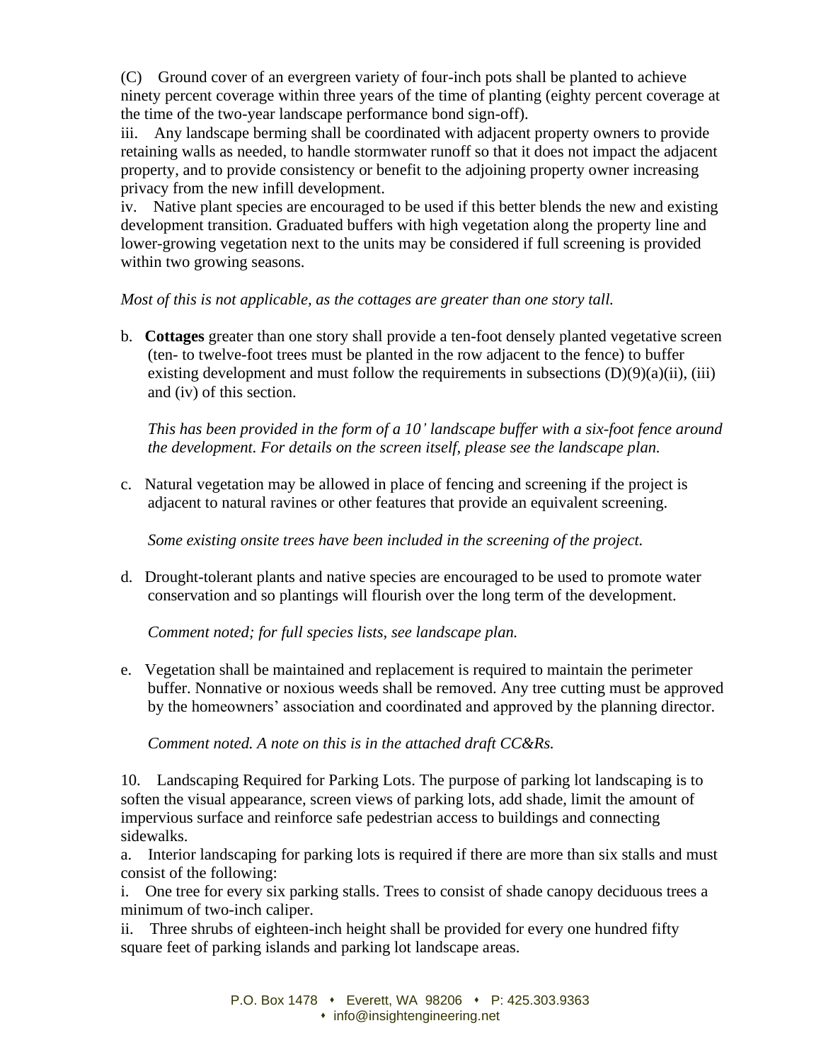(C) Ground cover of an evergreen variety of four-inch pots shall be planted to achieve ninety percent coverage within three years of the time of planting (eighty percent coverage at the time of the two-year landscape performance bond sign-off).

iii. Any landscape berming shall be coordinated with adjacent property owners to provide retaining walls as needed, to handle stormwater runoff so that it does not impact the adjacent property, and to provide consistency or benefit to the adjoining property owner increasing privacy from the new infill development.

iv. Native plant species are encouraged to be used if this better blends the new and existing development transition. Graduated buffers with high vegetation along the property line and lower-growing vegetation next to the units may be considered if full screening is provided within two growing seasons.

*Most of this is not applicable, as the cottages are greater than one story tall.*

b. **Cottages** greater than one story shall provide a ten-foot densely planted vegetative screen (ten- to twelve-foot trees must be planted in the row adjacent to the fence) to buffer existing development and must follow the requirements in subsections (D)(9)(a)(ii), (iii) and (iv) of this section.

*This has been provided in the form of a 10' landscape buffer with a six-foot fence around the development. For details on the screen itself, please see the landscape plan.*

c. Natural vegetation may be allowed in place of fencing and screening if the project is adjacent to natural ravines or other features that provide an equivalent screening.

*Some existing onsite trees have been included in the screening of the project.*

d. Drought-tolerant plants and native species are encouraged to be used to promote water conservation and so plantings will flourish over the long term of the development.

*Comment noted; for full species lists, see landscape plan.*

e. Vegetation shall be maintained and replacement is required to maintain the perimeter buffer. Nonnative or noxious weeds shall be removed. Any tree cutting must be approved by the homeowners' association and coordinated and approved by the planning director.

*Comment noted. A note on this is in the attached draft CC&Rs.*

10. Landscaping Required for Parking Lots. The purpose of parking lot landscaping is to soften the visual appearance, screen views of parking lots, add shade, limit the amount of impervious surface and reinforce safe pedestrian access to buildings and connecting sidewalks.

a. Interior landscaping for parking lots is required if there are more than six stalls and must consist of the following:

i. One tree for every six parking stalls. Trees to consist of shade canopy deciduous trees a minimum of two-inch caliper.

ii. Three shrubs of eighteen-inch height shall be provided for every one hundred fifty square feet of parking islands and parking lot landscape areas.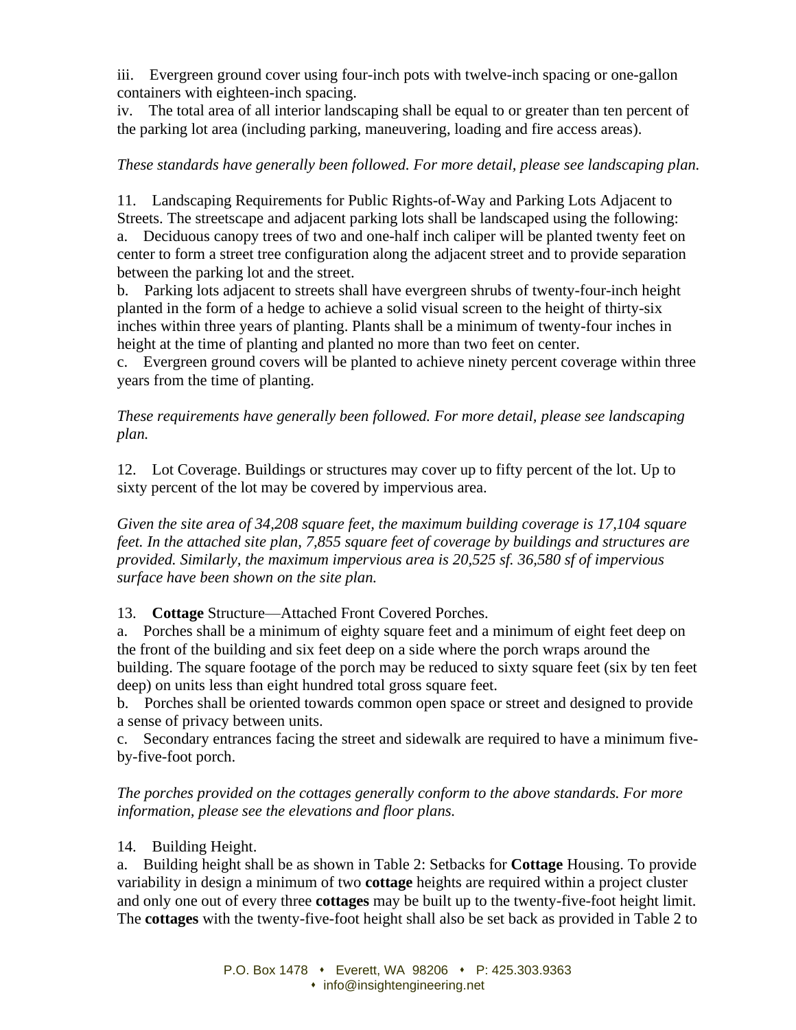iii. Evergreen ground cover using four-inch pots with twelve-inch spacing or one-gallon containers with eighteen-inch spacing.
iv. The total area of all interior landscaping shall be equal to or greater than ten percent of the parking lot area (including parking, maneuvering, loading and fire access areas).

*These standards have generally been followed. For more detail, please see landscaping plan.*

11. Landscaping Requirements for Public Rights-of-Way and Parking Lots Adjacent to Streets. The streetscape and adjacent parking lots shall be landscaped using the following:
a. Deciduous canopy trees of two and one-half inch caliper will be planted twenty feet on center to form a street tree configuration along the adjacent street and to provide separation between the parking lot and the street.
b. Parking lots adjacent to streets shall have evergreen shrubs of twenty-four-inch height planted in the form of a hedge to achieve a solid visual screen to the height of thirty-six inches within three years of planting. Plants shall be a minimum of twenty-four inches in height at the time of planting and planted no more than two feet on center.
c. Evergreen ground covers will be planted to achieve ninety percent coverage within three years from the time of planting.

*These requirements have generally been followed. For more detail, please see landscaping plan.*

12. Lot Coverage. Buildings or structures may cover up to fifty percent of the lot. Up to sixty percent of the lot may be covered by impervious area.

*Given the site area of 34,208 square feet, the maximum building coverage is 17,104 square feet. In the attached site plan, 7,855 square feet of coverage by buildings and structures are provided. Similarly, the maximum impervious area is 20,525 sf. 36,580 sf of impervious surface have been shown on the site plan.*

13. **Cottage** Structure—Attached Front Covered Porches.
a. Porches shall be a minimum of eighty square feet and a minimum of eight feet deep on the front of the building and six feet deep on a side where the porch wraps around the building. The square footage of the porch may be reduced to sixty square feet (six by ten feet deep) on units less than eight hundred total gross square feet.
b. Porches shall be oriented towards common open space or street and designed to provide a sense of privacy between units.
c. Secondary entrances facing the street and sidewalk are required to have a minimum five-by-five-foot porch.

*The porches provided on the cottages generally conform to the above standards. For more information, please see the elevations and floor plans.*

14. Building Height.
a. Building height shall be as shown in Table 2: Setbacks for **Cottage** Housing. To provide variability in design a minimum of two **cottage** heights are required within a project cluster and only one out of every three **cottages** may be built up to the twenty-five-foot height limit. The **cottages** with the twenty-five-foot height shall also be set back as provided in Table 2 to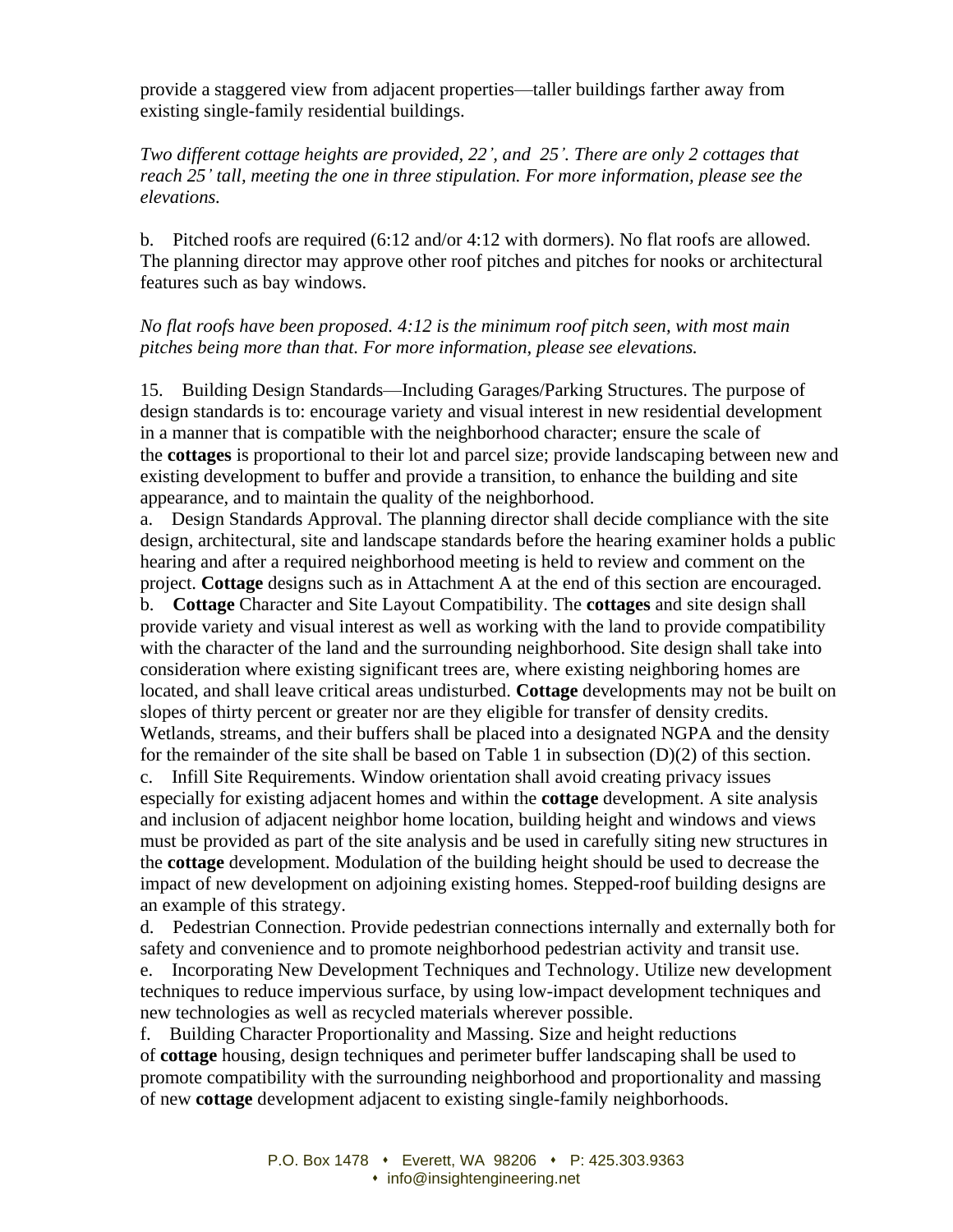provide a staggered view from adjacent properties—taller buildings farther away from existing single-family residential buildings.

*Two different cottage heights are provided, 22', and 25'. There are only 2 cottages that reach 25' tall, meeting the one in three stipulation. For more information, please see the elevations.*

b. Pitched roofs are required (6:12 and/or 4:12 with dormers). No flat roofs are allowed. The planning director may approve other roof pitches and pitches for nooks or architectural features such as bay windows.

*No flat roofs have been proposed. 4:12 is the minimum roof pitch seen, with most main pitches being more than that. For more information, please see elevations.*

15. Building Design Standards—Including Garages/Parking Structures. The purpose of design standards is to: encourage variety and visual interest in new residential development in a manner that is compatible with the neighborhood character; ensure the scale of the **cottages** is proportional to their lot and parcel size; provide landscaping between new and existing development to buffer and provide a transition, to enhance the building and site appearance, and to maintain the quality of the neighborhood.

a. Design Standards Approval. The planning director shall decide compliance with the site design, architectural, site and landscape standards before the hearing examiner holds a public hearing and after a required neighborhood meeting is held to review and comment on the project. **Cottage** designs such as in Attachment A at the end of this section are encouraged.

b. **Cottage** Character and Site Layout Compatibility. The **cottages** and site design shall provide variety and visual interest as well as working with the land to provide compatibility with the character of the land and the surrounding neighborhood. Site design shall take into consideration where existing significant trees are, where existing neighboring homes are located, and shall leave critical areas undisturbed. **Cottage** developments may not be built on slopes of thirty percent or greater nor are they eligible for transfer of density credits. Wetlands, streams, and their buffers shall be placed into a designated NGPA and the density for the remainder of the site shall be based on Table 1 in subsection (D)(2) of this section.

c. Infill Site Requirements. Window orientation shall avoid creating privacy issues especially for existing adjacent homes and within the **cottage** development. A site analysis and inclusion of adjacent neighbor home location, building height and windows and views must be provided as part of the site analysis and be used in carefully siting new structures in the **cottage** development. Modulation of the building height should be used to decrease the impact of new development on adjoining existing homes. Stepped-roof building designs are an example of this strategy.

d. Pedestrian Connection. Provide pedestrian connections internally and externally both for safety and convenience and to promote neighborhood pedestrian activity and transit use.

e. Incorporating New Development Techniques and Technology. Utilize new development techniques to reduce impervious surface, by using low-impact development techniques and new technologies as well as recycled materials wherever possible.

f. Building Character Proportionality and Massing. Size and height reductions of **cottage** housing, design techniques and perimeter buffer landscaping shall be used to promote compatibility with the surrounding neighborhood and proportionality and massing of new **cottage** development adjacent to existing single-family neighborhoods.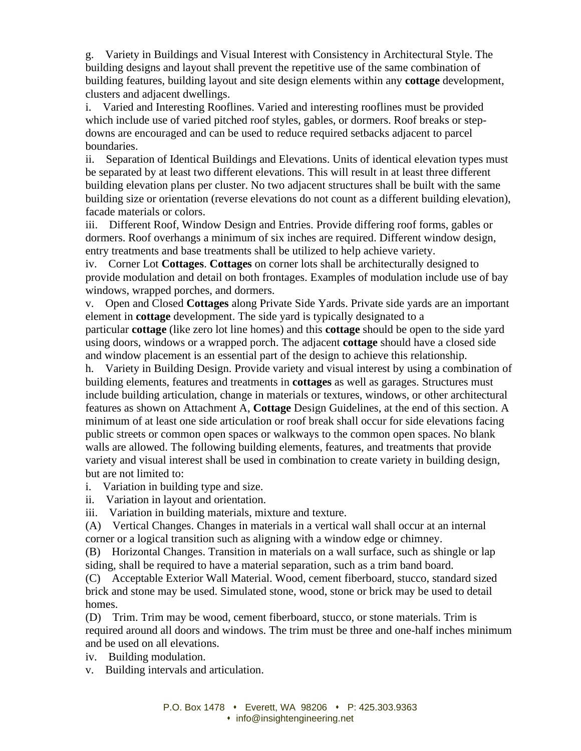g. Variety in Buildings and Visual Interest with Consistency in Architectural Style. The building designs and layout shall prevent the repetitive use of the same combination of building features, building layout and site design elements within any **cottage** development, clusters and adjacent dwellings.

i. Varied and Interesting Rooflines. Varied and interesting rooflines must be provided which include use of varied pitched roof styles, gables, or dormers. Roof breaks or step-downs are encouraged and can be used to reduce required setbacks adjacent to parcel boundaries.

ii. Separation of Identical Buildings and Elevations. Units of identical elevation types must be separated by at least two different elevations. This will result in at least three different building elevation plans per cluster. No two adjacent structures shall be built with the same building size or orientation (reverse elevations do not count as a different building elevation), facade materials or colors.

iii. Different Roof, Window Design and Entries. Provide differing roof forms, gables or dormers. Roof overhangs a minimum of six inches are required. Different window design, entry treatments and base treatments shall be utilized to help achieve variety.

iv. Corner Lot **Cottages**. **Cottages** on corner lots shall be architecturally designed to provide modulation and detail on both frontages. Examples of modulation include use of bay windows, wrapped porches, and dormers.

v. Open and Closed **Cottages** along Private Side Yards. Private side yards are an important element in **cottage** development. The side yard is typically designated to a particular **cottage** (like zero lot line homes) and this **cottage** should be open to the side yard using doors, windows or a wrapped porch. The adjacent **cottage** should have a closed side and window placement is an essential part of the design to achieve this relationship.

h. Variety in Building Design. Provide variety and visual interest by using a combination of building elements, features and treatments in **cottages** as well as garages. Structures must include building articulation, change in materials or textures, windows, or other architectural features as shown on Attachment A, **Cottage** Design Guidelines, at the end of this section. A minimum of at least one side articulation or roof break shall occur for side elevations facing public streets or common open spaces or walkways to the common open spaces. No blank walls are allowed. The following building elements, features, and treatments that provide variety and visual interest shall be used in combination to create variety in building design, but are not limited to:

i. Variation in building type and size.

ii. Variation in layout and orientation.

iii. Variation in building materials, mixture and texture.

(A) Vertical Changes. Changes in materials in a vertical wall shall occur at an internal corner or a logical transition such as aligning with a window edge or chimney.

(B) Horizontal Changes. Transition in materials on a wall surface, such as shingle or lap siding, shall be required to have a material separation, such as a trim band board.

(C) Acceptable Exterior Wall Material. Wood, cement fiberboard, stucco, standard sized brick and stone may be used. Simulated stone, wood, stone or brick may be used to detail homes.

(D) Trim. Trim may be wood, cement fiberboard, stucco, or stone materials. Trim is required around all doors and windows. The trim must be three and one-half inches minimum and be used on all elevations.

iv. Building modulation.

v. Building intervals and articulation.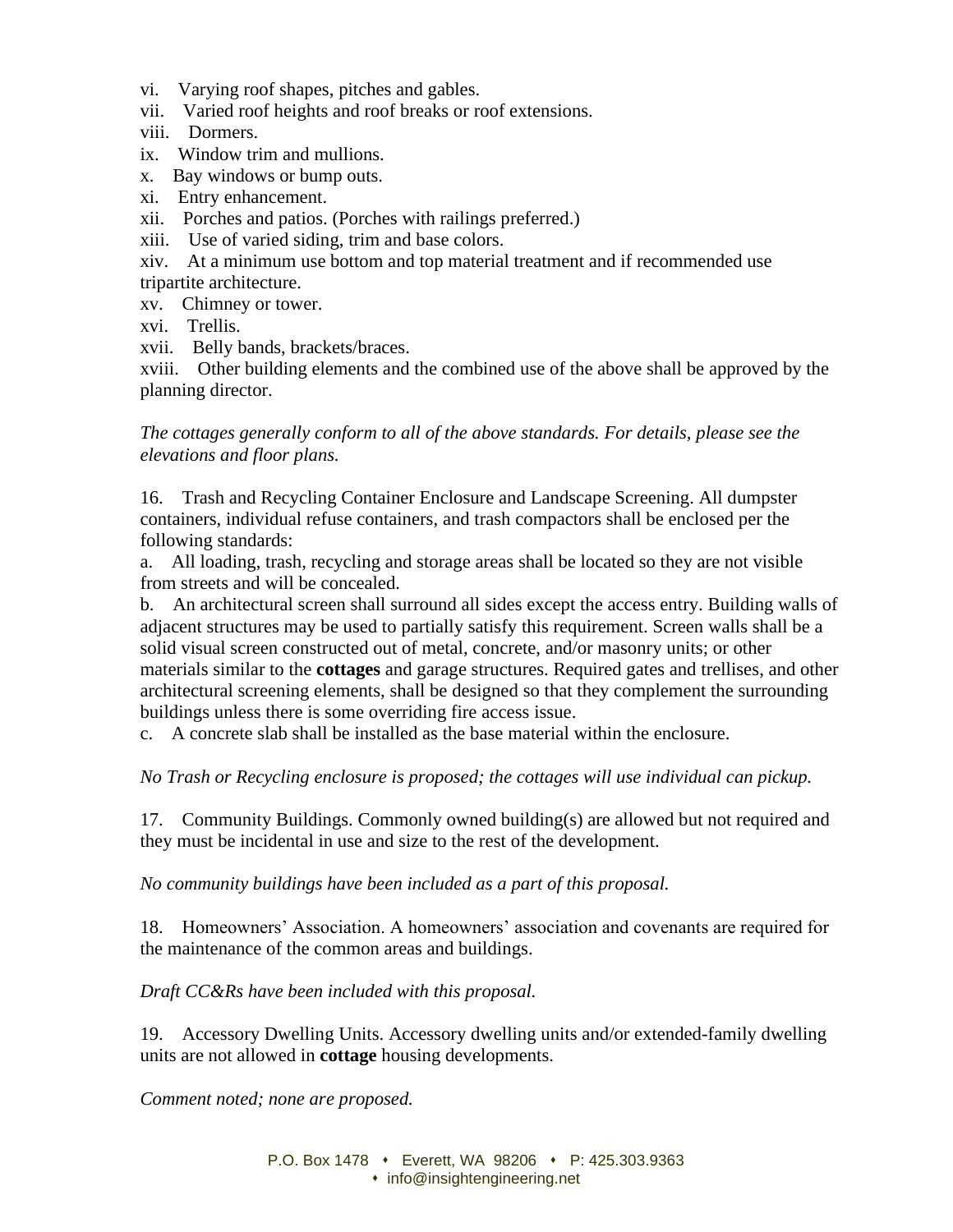vi. Varying roof shapes, pitches and gables.
vii. Varied roof heights and roof breaks or roof extensions.
viii. Dormers.
ix. Window trim and mullions.
x. Bay windows or bump outs.
xi. Entry enhancement.
xii. Porches and patios. (Porches with railings preferred.)
xiii. Use of varied siding, trim and base colors.
xiv. At a minimum use bottom and top material treatment and if recommended use tripartite architecture.
xv. Chimney or tower.
xvi. Trellis.
xvii. Belly bands, brackets/braces.
xviii. Other building elements and the combined use of the above shall be approved by the planning director.

*The cottages generally conform to all of the above standards. For details, please see the elevations and floor plans.*

16. Trash and Recycling Container Enclosure and Landscape Screening. All dumpster containers, individual refuse containers, and trash compactors shall be enclosed per the following standards:
a. All loading, trash, recycling and storage areas shall be located so they are not visible from streets and will be concealed.
b. An architectural screen shall surround all sides except the access entry. Building walls of adjacent structures may be used to partially satisfy this requirement. Screen walls shall be a solid visual screen constructed out of metal, concrete, and/or masonry units; or other materials similar to the **cottages** and garage structures. Required gates and trellises, and other architectural screening elements, shall be designed so that they complement the surrounding buildings unless there is some overriding fire access issue.
c. A concrete slab shall be installed as the base material within the enclosure.

*No Trash or Recycling enclosure is proposed; the cottages will use individual can pickup.*

17. Community Buildings. Commonly owned building(s) are allowed but not required and they must be incidental in use and size to the rest of the development.

*No community buildings have been included as a part of this proposal.*

18. Homeowners' Association. A homeowners' association and covenants are required for the maintenance of the common areas and buildings.

*Draft CC&Rs have been included with this proposal.*

19. Accessory Dwelling Units. Accessory dwelling units and/or extended-family dwelling units are not allowed in **cottage** housing developments.

*Comment noted; none are proposed.*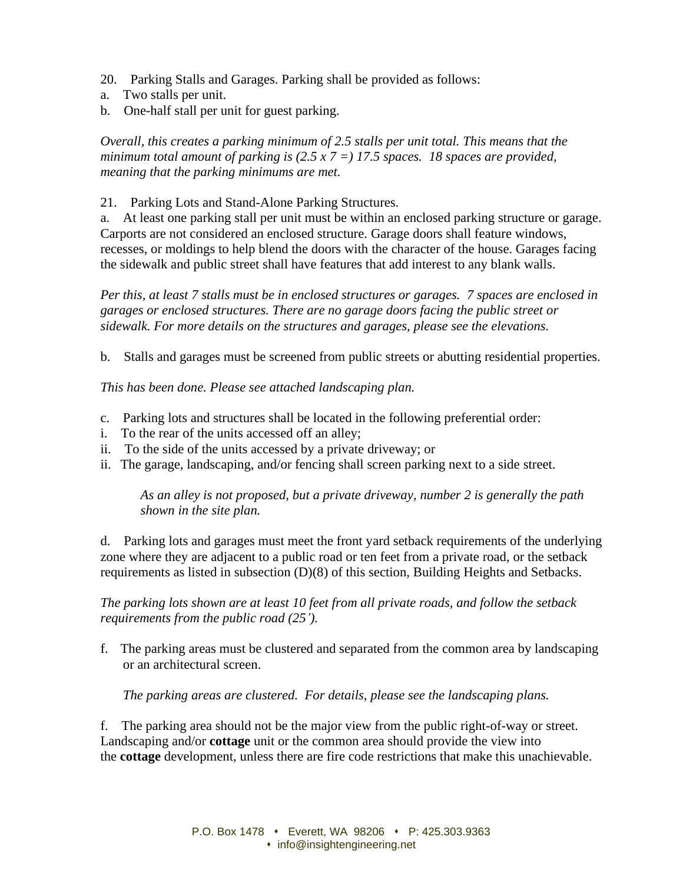20. Parking Stalls and Garages. Parking shall be provided as follows:

a. Two stalls per unit.

b. One-half stall per unit for guest parking.

*Overall, this creates a parking minimum of 2.5 stalls per unit total. This means that the minimum total amount of parking is (2.5 x 7 =) 17.5 spaces. 18 spaces are provided, meaning that the parking minimums are met.*

21. Parking Lots and Stand-Alone Parking Structures.

a. At least one parking stall per unit must be within an enclosed parking structure or garage. Carports are not considered an enclosed structure. Garage doors shall feature windows, recesses, or moldings to help blend the doors with the character of the house. Garages facing the sidewalk and public street shall have features that add interest to any blank walls.

*Per this, at least 7 stalls must be in enclosed structures or garages. 7 spaces are enclosed in garages or enclosed structures. There are no garage doors facing the public street or sidewalk. For more details on the structures and garages, please see the elevations.*

b. Stalls and garages must be screened from public streets or abutting residential properties.

*This has been done. Please see attached landscaping plan.*

c. Parking lots and structures shall be located in the following preferential order:

i. To the rear of the units accessed off an alley;

ii. To the side of the units accessed by a private driveway; or

ii. The garage, landscaping, and/or fencing shall screen parking next to a side street.

> *As an alley is not proposed, but a private driveway, number 2 is generally the path shown in the site plan.*

d. Parking lots and garages must meet the front yard setback requirements of the underlying zone where they are adjacent to a public road or ten feet from a private road, or the setback requirements as listed in subsection (D)(8) of this section, Building Heights and Setbacks.

*The parking lots shown are at least 10 feet from all private roads, and follow the setback requirements from the public road (25').*

f. The parking areas must be clustered and separated from the common area by landscaping or an architectural screen.

> *The parking areas are clustered. For details, please see the landscaping plans.*

f. The parking area should not be the major view from the public right-of-way or street. Landscaping and/or **cottage** unit or the common area should provide the view into the **cottage** development, unless there are fire code restrictions that make this unachievable.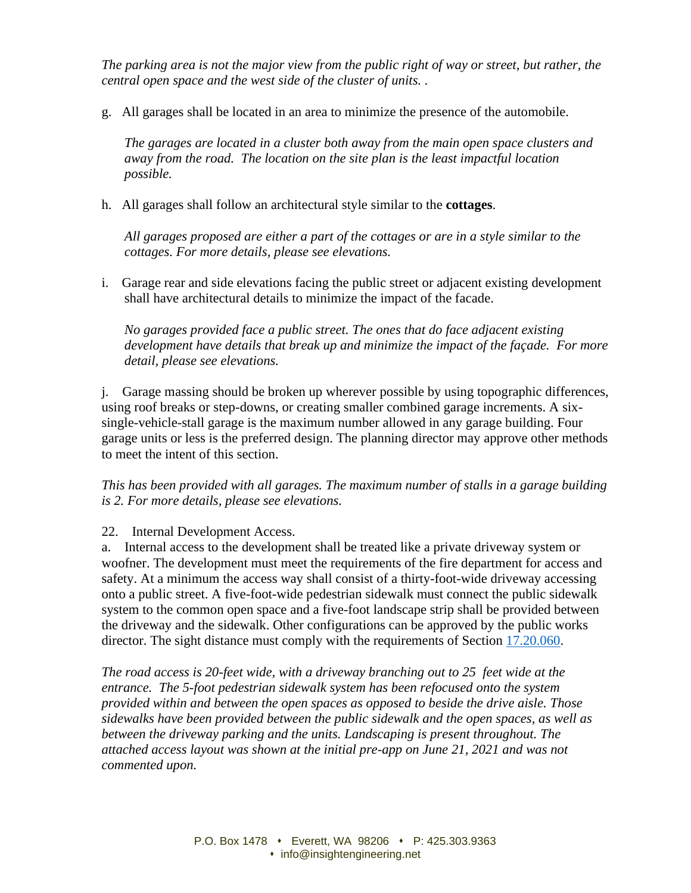*The parking area is not the major view from the public right of way or street, but rather, the central open space and the west side of the cluster of units. .*

g. All garages shall be located in an area to minimize the presence of the automobile.

> *The garages are located in a cluster both away from the main open space clusters and away from the road. The location on the site plan is the least impactful location possible.*

h. All garages shall follow an architectural style similar to the **cottages**.

> *All garages proposed are either a part of the cottages or are in a style similar to the cottages. For more details, please see elevations.*

i. Garage rear and side elevations facing the public street or adjacent existing development shall have architectural details to minimize the impact of the facade.

> *No garages provided face a public street. The ones that do face adjacent existing development have details that break up and minimize the impact of the façade. For more detail, please see elevations.*

j. Garage massing should be broken up wherever possible by using topographic differences, using roof breaks or step-downs, or creating smaller combined garage increments. A six-single-vehicle-stall garage is the maximum number allowed in any garage building. Four garage units or less is the preferred design. The planning director may approve other methods to meet the intent of this section.

*This has been provided with all garages. The maximum number of stalls in a garage building is 2. For more details, please see elevations.*

22. Internal Development Access.

a. Internal access to the development shall be treated like a private driveway system or woofner. The development must meet the requirements of the fire department for access and safety. At a minimum the access way shall consist of a thirty-foot-wide driveway accessing onto a public street. A five-foot-wide pedestrian sidewalk must connect the public sidewalk system to the common open space and a five-foot landscape strip shall be provided between the driveway and the sidewalk. Other configurations can be approved by the public works director. The sight distance must comply with the requirements of Section 17.20.060.

*The road access is 20-feet wide, with a driveway branching out to 25 feet wide at the entrance. The 5-foot pedestrian sidewalk system has been refocused onto the system provided within and between the open spaces as opposed to beside the drive aisle. Those sidewalks have been provided between the public sidewalk and the open spaces, as well as between the driveway parking and the units. Landscaping is present throughout. The attached access layout was shown at the initial pre-app on June 21, 2021 and was not commented upon.*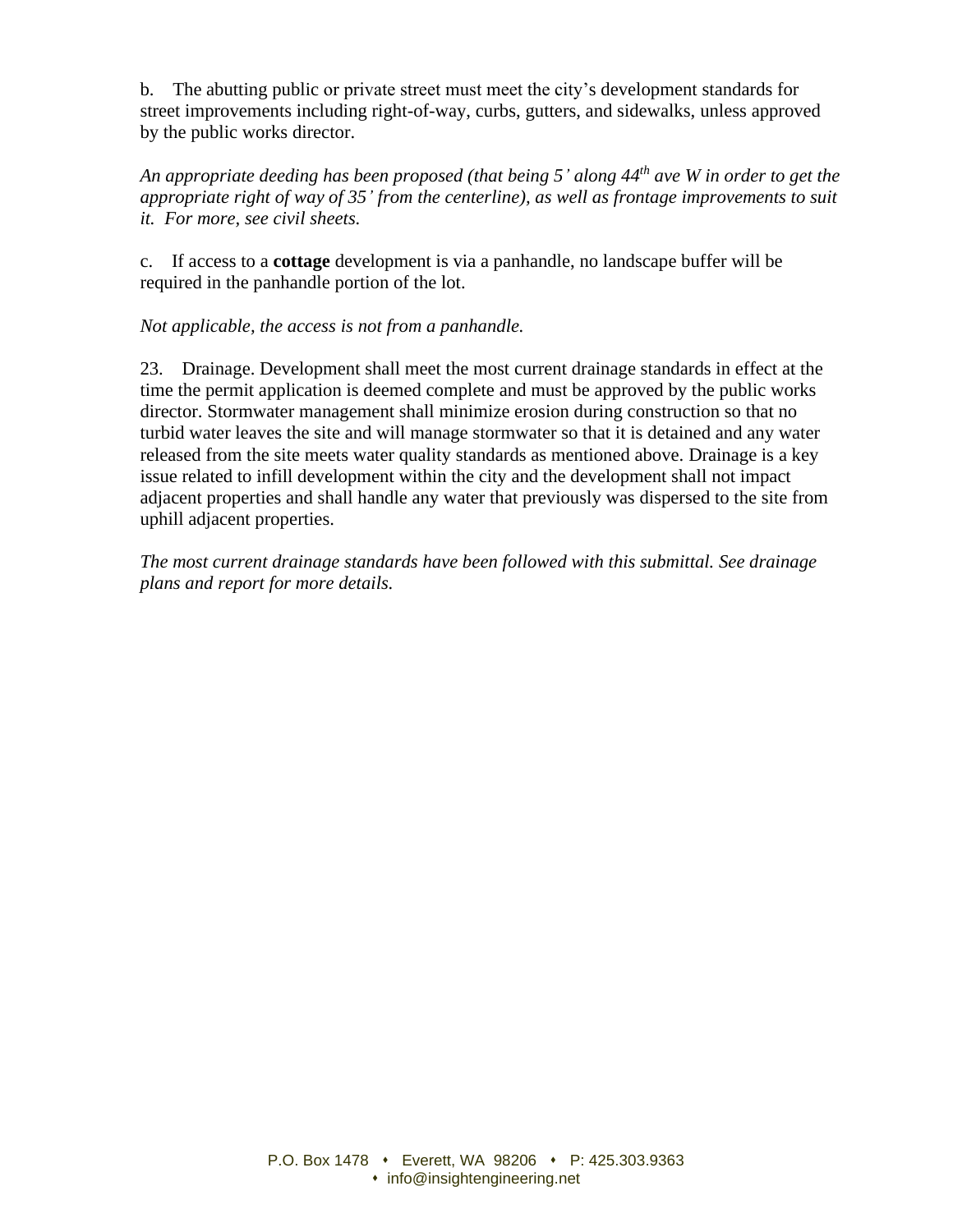b. The abutting public or private street must meet the city's development standards for street improvements including right-of-way, curbs, gutters, and sidewalks, unless approved by the public works director.

*An appropriate deeding has been proposed (that being 5' along 44th ave W in order to get the appropriate right of way of 35' from the centerline), as well as frontage improvements to suit it. For more, see civil sheets.*

c. If access to a **cottage** development is via a panhandle, no landscape buffer will be required in the panhandle portion of the lot.

*Not applicable, the access is not from a panhandle.*

23. Drainage. Development shall meet the most current drainage standards in effect at the time the permit application is deemed complete and must be approved by the public works director. Stormwater management shall minimize erosion during construction so that no turbid water leaves the site and will manage stormwater so that it is detained and any water released from the site meets water quality standards as mentioned above. Drainage is a key issue related to infill development within the city and the development shall not impact adjacent properties and shall handle any water that previously was dispersed to the site from uphill adjacent properties.

*The most current drainage standards have been followed with this submittal. See drainage plans and report for more details.*